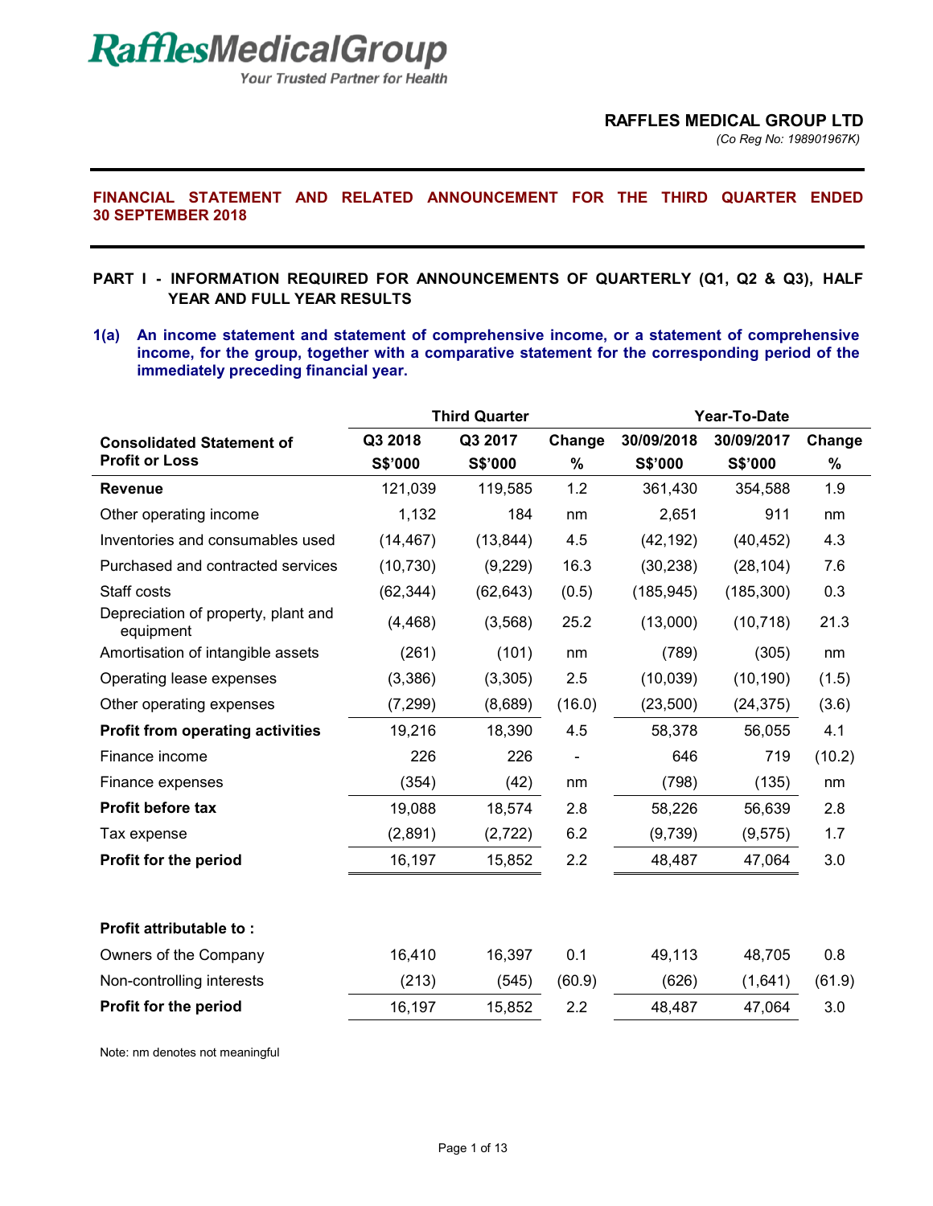# RafflesMedicalGroup

*Your Trusted Partner for Health*

**RAFFLES MEDICAL GROUP LTD**

*(Co Reg No: 198901967K)*

## FINANCIAL STATEMENT AND RELATED ANNOUNCEMENT FOR THE THIRD QUARTER ENDED 30 SEPTEMBER 2018

### PART I - INFORMATION REQUIRED FOR ANNOUNCEMENTS OF QUARTERLY (Q1, Q2 & Q3), HALF YEAR AND FULL YEAR RESULTS

**1(a) An income statement and statement of comprehensive income, or a statement of comprehensive income, for the group, together with a comparative statement for the corresponding period of the immediately preceding financial year.**

| Consolidated Statement of Profit or Loss | Third Quarter | | | Year-To-Date | | |
|---|---|---|---|---|---|---|
| | Q3 2018 S$'000 | Q3 2017 S$'000 | Change % | 30/09/2018 S$'000 | 30/09/2017 S$'000 | Change % |
| **Revenue** | 121,039 | 119,585 | 1.2 | 361,430 | 354,588 | 1.9 |
| Other operating income | 1,132 | 184 | nm | 2,651 | 911 | nm |
| Inventories and consumables used | (14,467) | (13,844) | 4.5 | (42,192) | (40,452) | 4.3 |
| Purchased and contracted services | (10,730) | (9,229) | 16.3 | (30,238) | (28,104) | 7.6 |
| Staff costs | (62,344) | (62,643) | (0.5) | (185,945) | (185,300) | 0.3 |
| Depreciation of property, plant and equipment | (4,468) | (3,568) | 25.2 | (13,000) | (10,718) | 21.3 |
| Amortisation of intangible assets | (261) | (101) | nm | (789) | (305) | nm |
| Operating lease expenses | (3,386) | (3,305) | 2.5 | (10,039) | (10,190) | (1.5) |
| Other operating expenses | (7,299) | (8,689) | (16.0) | (23,500) | (24,375) | (3.6) |
| **Profit from operating activities** | 19,216 | 18,390 | 4.5 | 58,378 | 56,055 | 4.1 |
| Finance income | 226 | 226 | - | 646 | 719 | (10.2) |
| Finance expenses | (354) | (42) | nm | (798) | (135) | nm |
| **Profit before tax** | 19,088 | 18,574 | 2.8 | 58,226 | 56,639 | 2.8 |
| Tax expense | (2,891) | (2,722) | 6.2 | (9,739) | (9,575) | 1.7 |
| **Profit for the period** | 16,197 | 15,852 | 2.2 | 48,487 | 47,064 | 3.0 |
| | | | | | | |
| **Profit attributable to :** | | | | | | |
| Owners of the Company | 16,410 | 16,397 | 0.1 | 49,113 | 48,705 | 0.8 |
| Non-controlling interests | (213) | (545) | (60.9) | (626) | (1,641) | (61.9) |
| **Profit for the period** | 16,197 | 15,852 | 2.2 | 48,487 | 47,064 | 3.0 |

Note: nm denotes not meaningful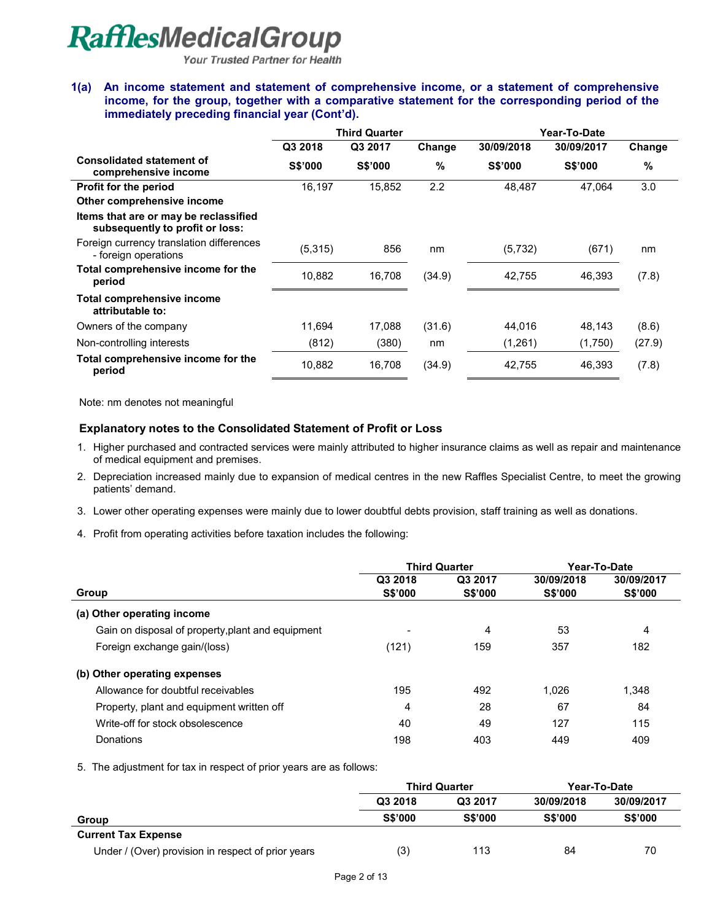# RafflesMedicalGroup

*Your Trusted Partner for Health*

## 1(a) An income statement and statement of comprehensive income, or a statement of comprehensive income, for the group, together with a comparative statement for the corresponding period of the immediately preceding financial year (Cont'd).

| | Third Quarter | | | Year-To-Date | | |
|---|---|---|---|---|---|---|
| | Q3 2018 | Q3 2017 | Change | 30/09/2018 | 30/09/2017 | Change |
| **Consolidated statement of comprehensive income** | **S$'000** | **S$'000** | **%** | **S$'000** | **S$'000** | **%** |
| **Profit for the period** | 16,197 | 15,852 | 2.2 | 48,487 | 47,064 | 3.0 |
| **Other comprehensive income** | | | | | | |
| **Items that are or may be reclassified subsequently to profit or loss:** | | | | | | |
| Foreign currency translation differences - foreign operations | (5,315) | 856 | nm | (5,732) | (671) | nm |
| **Total comprehensive income for the period** | 10,882 | 16,708 | (34.9) | 42,755 | 46,393 | (7.8) |
| **Total comprehensive income attributable to:** | | | | | | |
| Owners of the company | 11,694 | 17,088 | (31.6) | 44,016 | 48,143 | (8.6) |
| Non-controlling interests | (812) | (380) | nm | (1,261) | (1,750) | (27.9) |
| **Total comprehensive income for the period** | 10,882 | 16,708 | (34.9) | 42,755 | 46,393 | (7.8) |

Note: nm denotes not meaningful

### Explanatory notes to the Consolidated Statement of Profit or Loss

1. Higher purchased and contracted services were mainly attributed to higher insurance claims as well as repair and maintenance of medical equipment and premises.
2. Depreciation increased mainly due to expansion of medical centres in the new Raffles Specialist Centre, to meet the growing patients' demand.
3. Lower other operating expenses were mainly due to lower doubtful debts provision, staff training as well as donations.
4. Profit from operating activities before taxation includes the following:

| | Third Quarter | | Year-To-Date | |
|---|---|---|---|---|
| | Q3 2018 | Q3 2017 | 30/09/2018 | 30/09/2017 |
| **Group** | **S$'000** | **S$'000** | **S$'000** | **S$'000** |
| **(a) Other operating income** | | | | |
| Gain on disposal of property,plant and equipment | - | 4 | 53 | 4 |
| Foreign exchange gain/(loss) | (121) | 159 | 357 | 182 |
| **(b) Other operating expenses** | | | | |
| Allowance for doubtful receivables | 195 | 492 | 1,026 | 1,348 |
| Property, plant and equipment written off | 4 | 28 | 67 | 84 |
| Write-off for stock obsolescence | 40 | 49 | 127 | 115 |
| Donations | 198 | 403 | 449 | 409 |

5. The adjustment for tax in respect of prior years are as follows:

| | Third Quarter | | Year-To-Date | |
|---|---|---|---|---|
| | Q3 2018 | Q3 2017 | 30/09/2018 | 30/09/2017 |
| **Group** | **S$'000** | **S$'000** | **S$'000** | **S$'000** |
| **Current Tax Expense** | | | | |
| Under / (Over) provision in respect of prior years | (3) | 113 | 84 | 70 |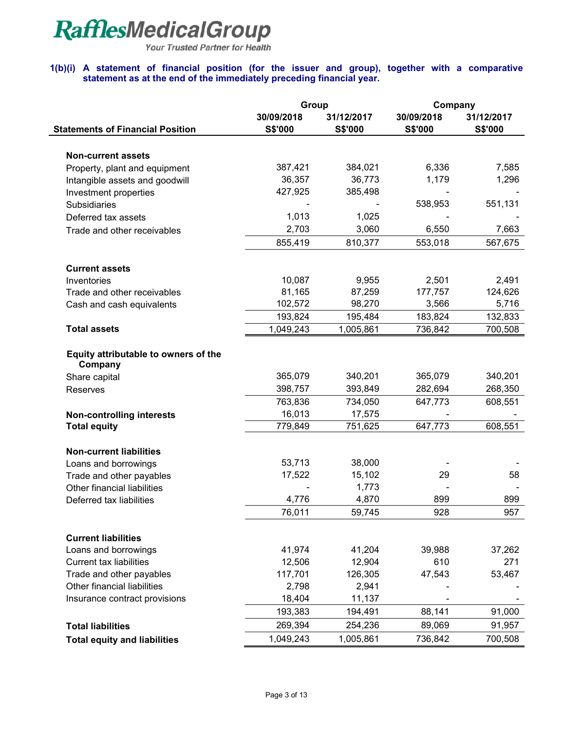**RafflesMedicalGroup**
*Your Trusted Partner for Health*

**1(b)(i) A statement of financial position (for the issuer and group), together with a comparative statement as at the end of the immediately preceding financial year.**

| | Group | | Company | |
|---|---|---|---|---|
| **Statements of Financial Position** | **30/09/2018 S$'000** | **31/12/2017 S$'000** | **30/09/2018 S$'000** | **31/12/2017 S$'000** |
| **Non-current assets** | | | | |
| Property, plant and equipment | 387,421 | 384,021 | 6,336 | 7,585 |
| Intangible assets and goodwill | 36,357 | 36,773 | 1,179 | 1,296 |
| Investment properties | 427,925 | 385,498 | - | - |
| Subsidiaries | - | - | 538,953 | 551,131 |
| Deferred tax assets | 1,013 | 1,025 | - | - |
| Trade and other receivables | 2,703 | 3,060 | 6,550 | 7,663 |
| | 855,419 | 810,377 | 553,018 | 567,675 |
| **Current assets** | | | | |
| Inventories | 10,087 | 9,955 | 2,501 | 2,491 |
| Trade and other receivables | 81,165 | 87,259 | 177,757 | 124,626 |
| Cash and cash equivalents | 102,572 | 98,270 | 3,566 | 5,716 |
| | 193,824 | 195,484 | 183,824 | 132,833 |
| **Total assets** | 1,049,243 | 1,005,861 | 736,842 | 700,508 |
| **Equity attributable to owners of the Company** | | | | |
| Share capital | 365,079 | 340,201 | 365,079 | 340,201 |
| Reserves | 398,757 | 393,849 | 282,694 | 268,350 |
| | 763,836 | 734,050 | 647,773 | 608,551 |
| **Non-controlling interests** | 16,013 | 17,575 | - | - |
| **Total equity** | 779,849 | 751,625 | 647,773 | 608,551 |
| **Non-current liabilities** | | | | |
| Loans and borrowings | 53,713 | 38,000 | - | - |
| Trade and other payables | 17,522 | 15,102 | 29 | 58 |
| Other financial liabilities | - | 1,773 | - | - |
| Deferred tax liabilities | 4,776 | 4,870 | 899 | 899 |
| | 76,011 | 59,745 | 928 | 957 |
| **Current liabilities** | | | | |
| Loans and borrowings | 41,974 | 41,204 | 39,988 | 37,262 |
| Current tax liabilities | 12,506 | 12,904 | 610 | 271 |
| Trade and other payables | 117,701 | 126,305 | 47,543 | 53,467 |
| Other financial liabilities | 2,798 | 2,941 | - | - |
| Insurance contract provisions | 18,404 | 11,137 | - | - |
| | 193,383 | 194,491 | 88,141 | 91,000 |
| **Total liabilities** | 269,394 | 254,236 | 89,069 | 91,957 |
| **Total equity and liabilities** | 1,049,243 | 1,005,861 | 736,842 | 700,508 |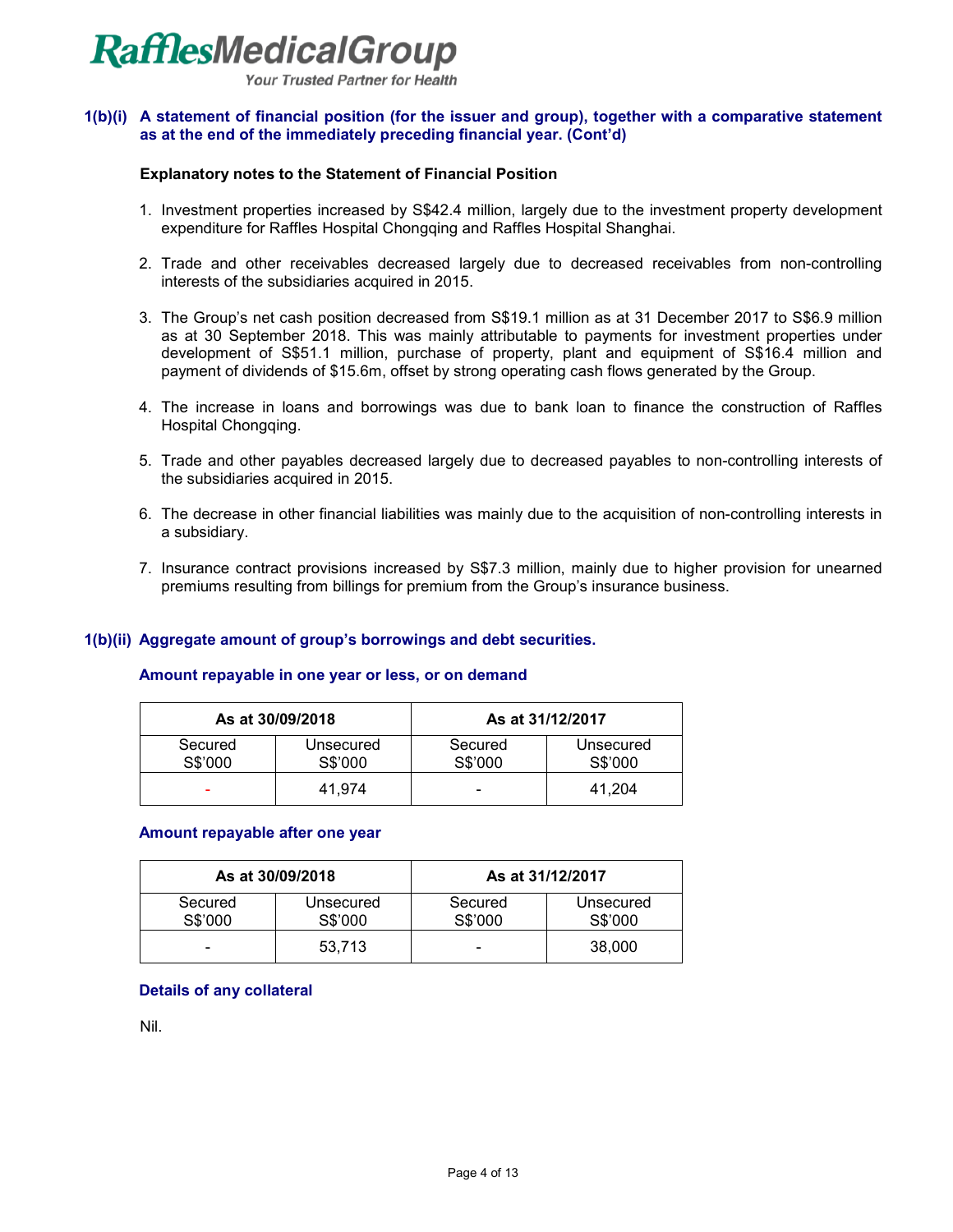**RafflesMedicalGroup**
*Your Trusted Partner for Health*

## 1(b)(i) A statement of financial position (for the issuer and group), together with a comparative statement as at the end of the immediately preceding financial year. (Cont'd)

**Explanatory notes to the Statement of Financial Position**

1. Investment properties increased by S$42.4 million, largely due to the investment property development expenditure for Raffles Hospital Chongqing and Raffles Hospital Shanghai.

2. Trade and other receivables decreased largely due to decreased receivables from non-controlling interests of the subsidiaries acquired in 2015.

3. The Group's net cash position decreased from S$19.1 million as at 31 December 2017 to S$6.9 million as at 30 September 2018. This was mainly attributable to payments for investment properties under development of S$51.1 million, purchase of property, plant and equipment of S$16.4 million and payment of dividends of $15.6m, offset by strong operating cash flows generated by the Group.

4. The increase in loans and borrowings was due to bank loan to finance the construction of Raffles Hospital Chongqing.

5. Trade and other payables decreased largely due to decreased payables to non-controlling interests of the subsidiaries acquired in 2015.

6. The decrease in other financial liabilities was mainly due to the acquisition of non-controlling interests in a subsidiary.

7. Insurance contract provisions increased by S$7.3 million, mainly due to higher provision for unearned premiums resulting from billings for premium from the Group's insurance business.

## 1(b)(ii) Aggregate amount of group's borrowings and debt securities.

**Amount repayable in one year or less, or on demand**

| As at 30/09/2018 | | As at 31/12/2017 | |
|---|---|---|---|
| Secured S$'000 | Unsecured S$'000 | Secured S$'000 | Unsecured S$'000 |
| - | 41,974 | - | 41,204 |

**Amount repayable after one year**

| As at 30/09/2018 | | As at 31/12/2017 | |
|---|---|---|---|
| Secured S$'000 | Unsecured S$'000 | Secured S$'000 | Unsecured S$'000 |
| - | 53,713 | - | 38,000 |

**Details of any collateral**

Nil.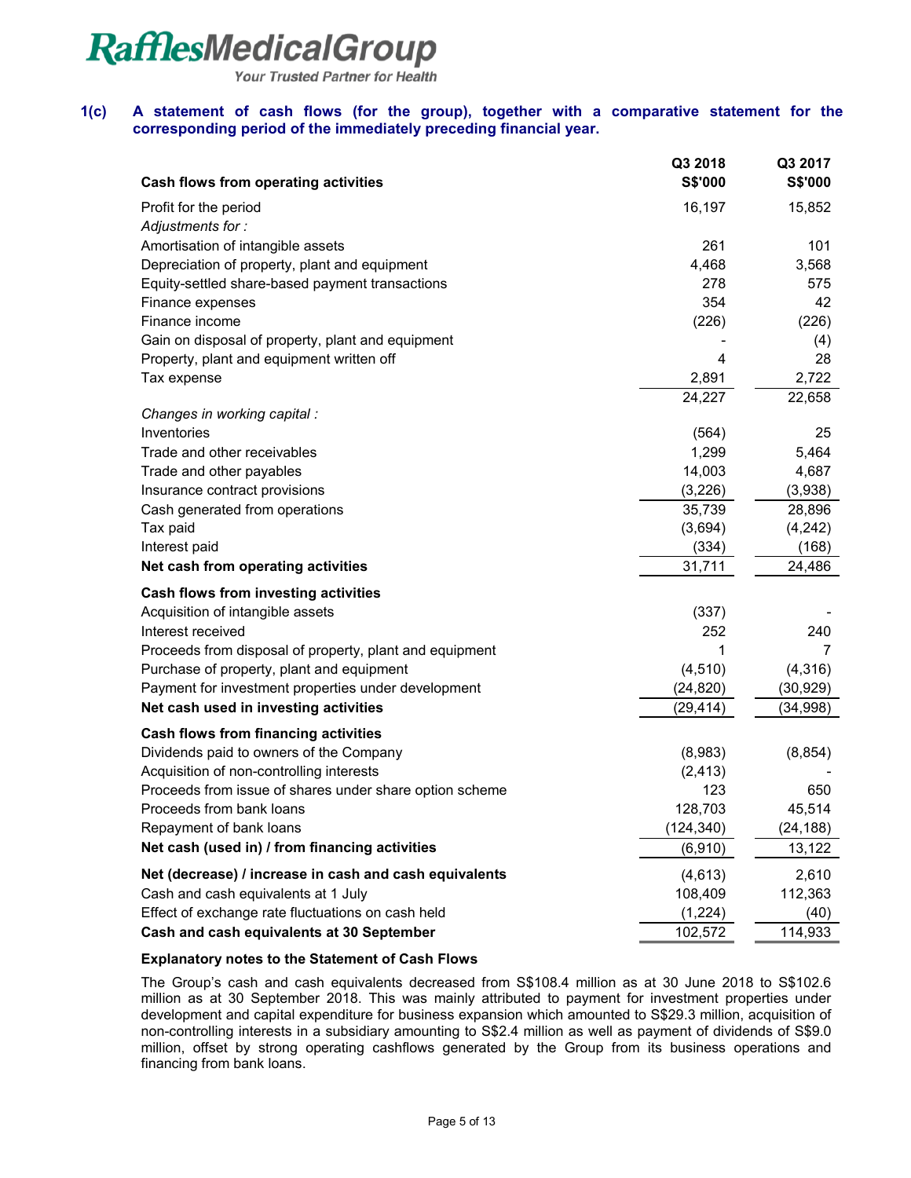**1(c) A statement of cash flows (for the group), together with a comparative statement for the corresponding period of the immediately preceding financial year.**

| Cash flows from operating activities | Q3 2018 S$'000 | Q3 2017 S$'000 |
|---|---|---|
| Profit for the period | 16,197 | 15,852 |
| *Adjustments for :* | | |
| Amortisation of intangible assets | 261 | 101 |
| Depreciation of property, plant and equipment | 4,468 | 3,568 |
| Equity-settled share-based payment transactions | 278 | 575 |
| Finance expenses | 354 | 42 |
| Finance income | (226) | (226) |
| Gain on disposal of property, plant and equipment | - | (4) |
| Property, plant and equipment written off | 4 | 28 |
| Tax expense | 2,891 | 2,722 |
| | 24,227 | 22,658 |
| *Changes in working capital :* | | |
| Inventories | (564) | 25 |
| Trade and other receivables | 1,299 | 5,464 |
| Trade and other payables | 14,003 | 4,687 |
| Insurance contract provisions | (3,226) | (3,938) |
| Cash generated from operations | 35,739 | 28,896 |
| Tax paid | (3,694) | (4,242) |
| Interest paid | (334) | (168) |
| **Net cash from operating activities** | 31,711 | 24,486 |
| **Cash flows from investing activities** | | |
| Acquisition of intangible assets | (337) | - |
| Interest received | 252 | 240 |
| Proceeds from disposal of property, plant and equipment | 1 | 7 |
| Purchase of property, plant and equipment | (4,510) | (4,316) |
| Payment for investment properties under development | (24,820) | (30,929) |
| **Net cash used in investing activities** | (29,414) | (34,998) |
| **Cash flows from financing activities** | | |
| Dividends paid to owners of the Company | (8,983) | (8,854) |
| Acquisition of non-controlling interests | (2,413) | - |
| Proceeds from issue of shares under share option scheme | 123 | 650 |
| Proceeds from bank loans | 128,703 | 45,514 |
| Repayment of bank loans | (124,340) | (24,188) |
| **Net cash (used in) / from financing activities** | (6,910) | 13,122 |
| **Net (decrease) / increase in cash and cash equivalents** | (4,613) | 2,610 |
| Cash and cash equivalents at 1 July | 108,409 | 112,363 |
| Effect of exchange rate fluctuations on cash held | (1,224) | (40) |
| **Cash and cash equivalents at 30 September** | 102,572 | 114,933 |

**Explanatory notes to the Statement of Cash Flows**

The Group's cash and cash equivalents decreased from S$108.4 million as at 30 June 2018 to S$102.6 million as at 30 September 2018. This was mainly attributed to payment for investment properties under development and capital expenditure for business expansion which amounted to S$29.3 million, acquisition of non-controlling interests in a subsidiary amounting to S$2.4 million as well as payment of dividends of S$9.0 million, offset by strong operating cashflows generated by the Group from its business operations and financing from bank loans.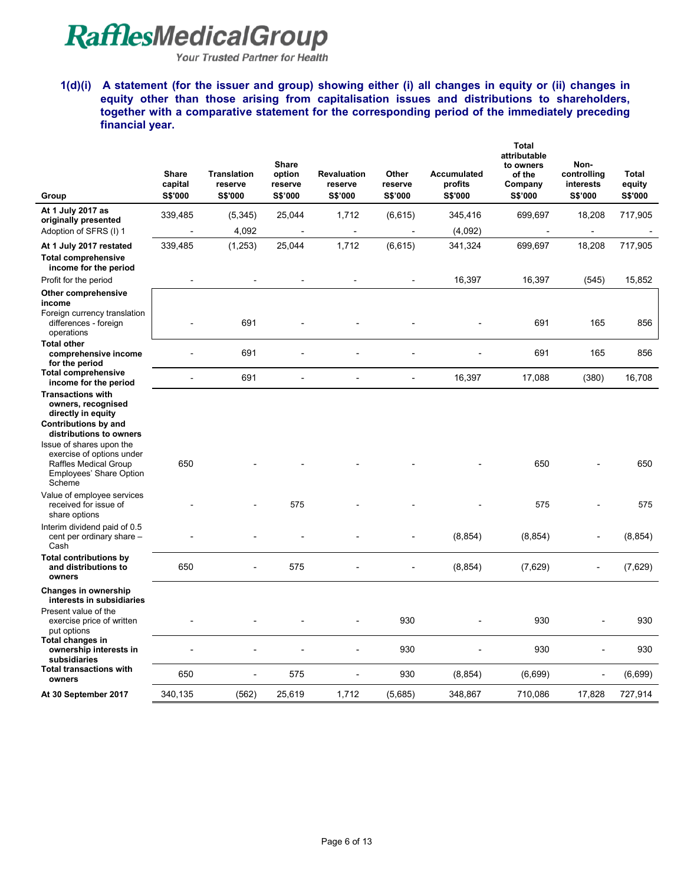**1(d)(i) A statement (for the issuer and group) showing either (i) all changes in equity or (ii) changes in equity other than those arising from capitalisation issues and distributions to shareholders, together with a comparative statement for the corresponding period of the immediately preceding financial year.**

| Group | Share capital S$'000 | Translation reserve S$'000 | Share option reserve S$'000 | Revaluation reserve S$'000 | Other reserve S$'000 | Accumulated profits S$'000 | Total attributable to owners of the Company S$'000 | Non-controlling interests S$'000 | Total equity S$'000 |
|---|---|---|---|---|---|---|---|---|---|
| **At 1 July 2017 as originally presented** | 339,485 | (5,345) | 25,044 | 1,712 | (6,615) | 345,416 | 699,697 | 18,208 | 717,905 |
| Adoption of SFRS (I) 1 | - | 4,092 | - | - | - | (4,092) | - | - | - |
| **At 1 July 2017 restated** | 339,485 | (1,253) | 25,044 | 1,712 | (6,615) | 341,324 | 699,697 | 18,208 | 717,905 |
| **Total comprehensive income for the period** | | | | | | | | | |
| Profit for the period | - | - | - | - | - | 16,397 | 16,397 | (545) | 15,852 |
| **Other comprehensive income** | | | | | | | | | |
| Foreign currency translation differences - foreign operations | - | 691 | - | - | - | - | 691 | 165 | 856 |
| **Total other comprehensive income for the period** | - | 691 | - | - | - | - | 691 | 165 | 856 |
| **Total comprehensive income for the period** | - | 691 | - | - | - | 16,397 | 17,088 | (380) | 16,708 |
| **Transactions with owners, recognised directly in equity** | | | | | | | | | |
| **Contributions by and distributions to owners** | | | | | | | | | |
| Issue of shares upon the exercise of options under Raffles Medical Group Employees' Share Option Scheme | 650 | - | - | - | - | - | 650 | - | 650 |
| Value of employee services received for issue of share options | - | - | 575 | - | - | - | 575 | - | 575 |
| Interim dividend paid of 0.5 cent per ordinary share – Cash | - | - | - | - | - | (8,854) | (8,854) | - | (8,854) |
| **Total contributions by and distributions to owners** | 650 | - | 575 | - | - | (8,854) | (7,629) | - | (7,629) |
| **Changes in ownership interests in subsidiaries** | | | | | | | | | |
| Present value of the exercise price of written put options | - | - | - | - | 930 | - | 930 | - | 930 |
| **Total changes in ownership interests in subsidiaries** | - | - | - | - | 930 | - | 930 | - | 930 |
| **Total transactions with owners** | 650 | - | 575 | - | 930 | (8,854) | (6,699) | - | (6,699) |
| **At 30 September 2017** | 340,135 | (562) | 25,619 | 1,712 | (5,685) | 348,867 | 710,086 | 17,828 | 727,914 |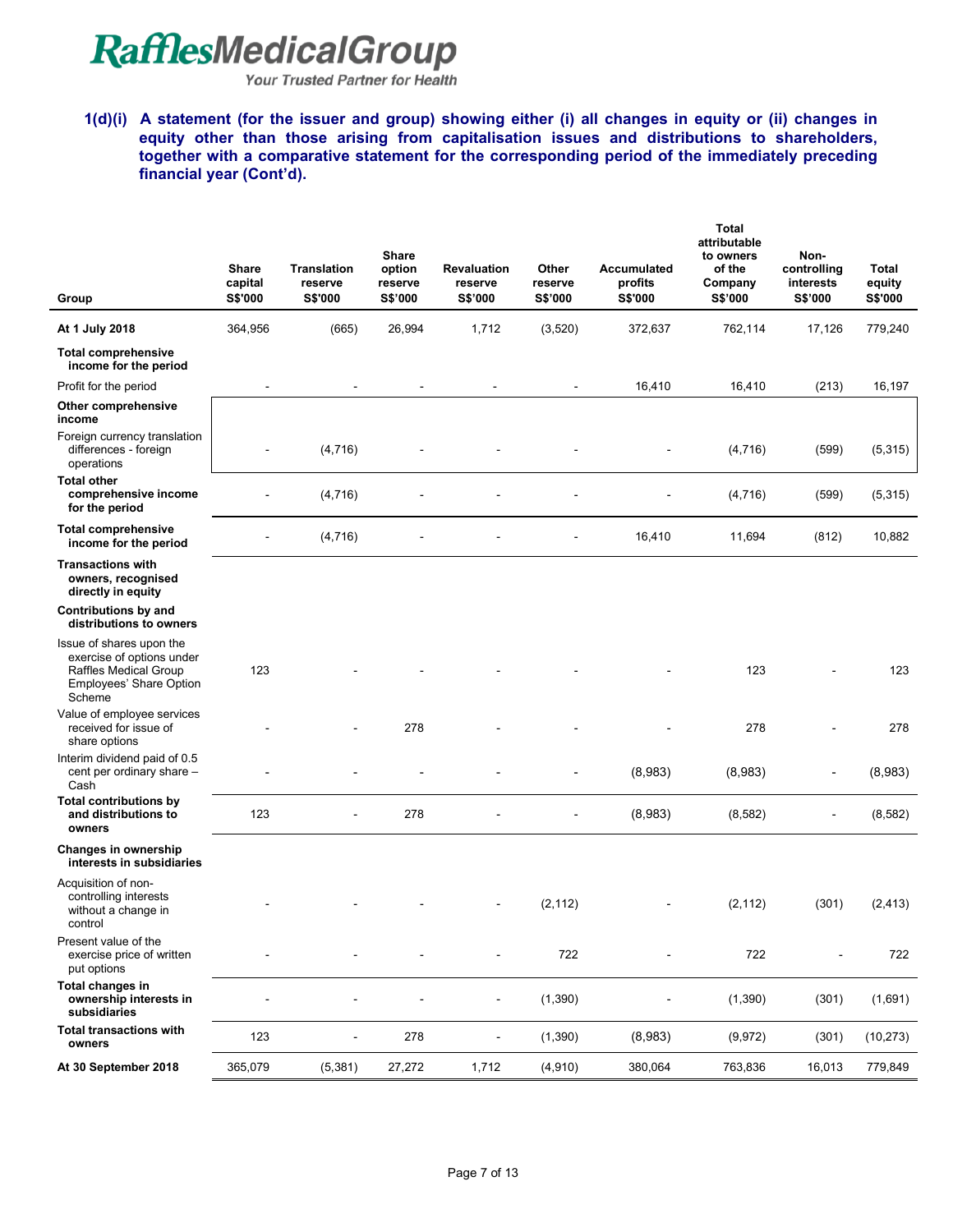**1(d)(i) A statement (for the issuer and group) showing either (i) all changes in equity or (ii) changes in equity other than those arising from capitalisation issues and distributions to shareholders, together with a comparative statement for the corresponding period of the immediately preceding financial year (Cont'd).**

| Group | Share capital S$'000 | Translation reserve S$'000 | Share option reserve S$'000 | Revaluation reserve S$'000 | Other reserve S$'000 | Accumulated profits S$'000 | Total attributable to owners of the Company S$'000 | Non-controlling interests S$'000 | Total equity S$'000 |
|---|---|---|---|---|---|---|---|---|---|
| **At 1 July 2018** | 364,956 | (665) | 26,994 | 1,712 | (3,520) | 372,637 | 762,114 | 17,126 | 779,240 |
| **Total comprehensive income for the period** | | | | | | | | | |
| Profit for the period | - | - | - | - | - | 16,410 | 16,410 | (213) | 16,197 |
| **Other comprehensive income** | | | | | | | | | |
| Foreign currency translation differences - foreign operations | - | (4,716) | - | - | - | - | (4,716) | (599) | (5,315) |
| **Total other comprehensive income for the period** | - | (4,716) | - | - | - | - | (4,716) | (599) | (5,315) |
| **Total comprehensive income for the period** | - | (4,716) | - | - | - | 16,410 | 11,694 | (812) | 10,882 |
| **Transactions with owners, recognised directly in equity** | | | | | | | | | |
| **Contributions by and distributions to owners** | | | | | | | | | |
| Issue of shares upon the exercise of options under Raffles Medical Group Employees' Share Option Scheme | 123 | - | - | - | - | - | 123 | - | 123 |
| Value of employee services received for issue of share options | - | - | 278 | - | - | - | 278 | - | 278 |
| Interim dividend paid of 0.5 cent per ordinary share – Cash | - | - | - | - | - | (8,983) | (8,983) | - | (8,983) |
| **Total contributions by and distributions to owners** | 123 | - | 278 | - | - | (8,983) | (8,582) | - | (8,582) |
| **Changes in ownership interests in subsidiaries** | | | | | | | | | |
| Acquisition of non-controlling interests without a change in control | - | - | - | - | (2,112) | - | (2,112) | (301) | (2,413) |
| Present value of the exercise price of written put options | - | - | - | - | 722 | - | 722 | - | 722 |
| **Total changes in ownership interests in subsidiaries** | - | - | - | - | (1,390) | - | (1,390) | (301) | (1,691) |
| **Total transactions with owners** | 123 | - | 278 | - | (1,390) | (8,983) | (9,972) | (301) | (10,273) |
| **At 30 September 2018** | 365,079 | (5,381) | 27,272 | 1,712 | (4,910) | 380,064 | 763,836 | 16,013 | 779,849 |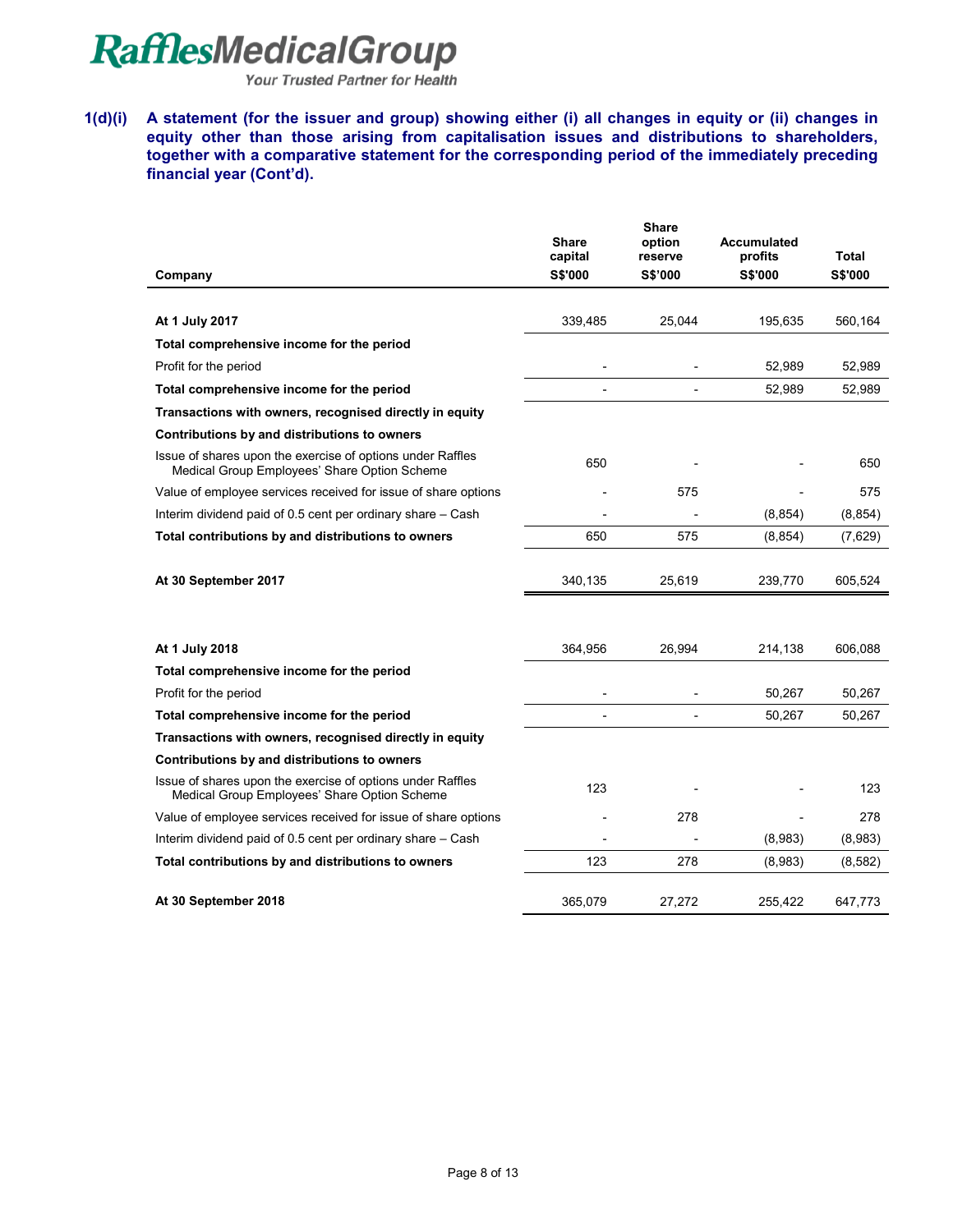**1(d)(i) A statement (for the issuer and group) showing either (i) all changes in equity or (ii) changes in equity other than those arising from capitalisation issues and distributions to shareholders, together with a comparative statement for the corresponding period of the immediately preceding financial year (Cont'd).**

| Company | Share capital S$'000 | Share option reserve S$'000 | Accumulated profits S$'000 | Total S$'000 |
|---|---|---|---|---|
| **At 1 July 2017** | 339,485 | 25,044 | 195,635 | 560,164 |
| **Total comprehensive income for the period** | | | | |
| Profit for the period | - | - | 52,989 | 52,989 |
| **Total comprehensive income for the period** | - | - | 52,989 | 52,989 |
| **Transactions with owners, recognised directly in equity** | | | | |
| **Contributions by and distributions to owners** | | | | |
| Issue of shares upon the exercise of options under Raffles Medical Group Employees' Share Option Scheme | 650 | - | - | 650 |
| Value of employee services received for issue of share options | - | 575 | - | 575 |
| Interim dividend paid of 0.5 cent per ordinary share – Cash | - | - | (8,854) | (8,854) |
| **Total contributions by and distributions to owners** | 650 | 575 | (8,854) | (7,629) |
| **At 30 September 2017** | 340,135 | 25,619 | 239,770 | 605,524 |
| | | | | |
| **At 1 July 2018** | 364,956 | 26,994 | 214,138 | 606,088 |
| **Total comprehensive income for the period** | | | | |
| Profit for the period | - | - | 50,267 | 50,267 |
| **Total comprehensive income for the period** | - | - | 50,267 | 50,267 |
| **Transactions with owners, recognised directly in equity** | | | | |
| **Contributions by and distributions to owners** | | | | |
| Issue of shares upon the exercise of options under Raffles Medical Group Employees' Share Option Scheme | 123 | - | - | 123 |
| Value of employee services received for issue of share options | - | 278 | - | 278 |
| Interim dividend paid of 0.5 cent per ordinary share – Cash | - | - | (8,983) | (8,983) |
| **Total contributions by and distributions to owners** | 123 | 278 | (8,983) | (8,582) |
| **At 30 September 2018** | 365,079 | 27,272 | 255,422 | 647,773 |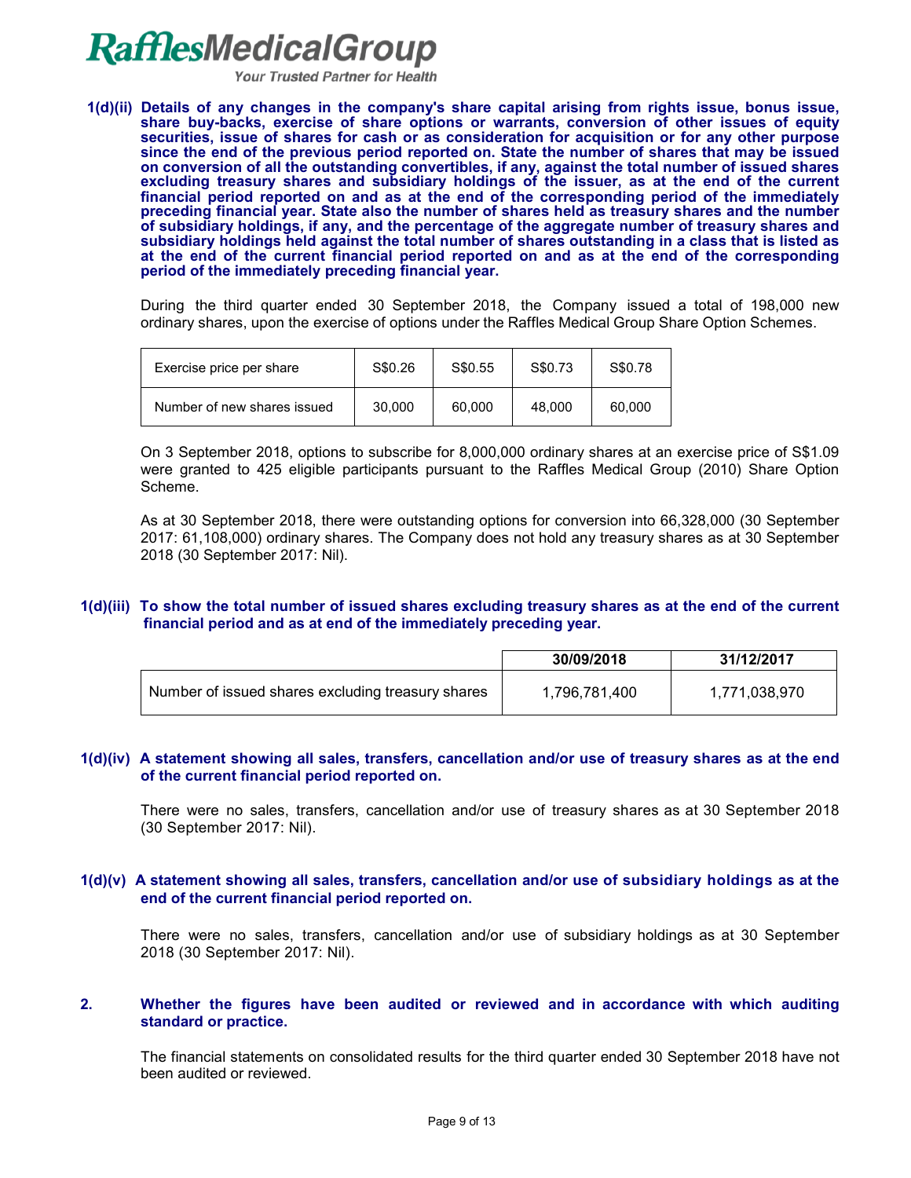**1(d)(ii) Details of any changes in the company's share capital arising from rights issue, bonus issue, share buy-backs, exercise of share options or warrants, conversion of other issues of equity securities, issue of shares for cash or as consideration for acquisition or for any other purpose since the end of the previous period reported on. State the number of shares that may be issued on conversion of all the outstanding convertibles, if any, against the total number of issued shares excluding treasury shares and subsidiary holdings of the issuer, as at the end of the current financial period reported on and as at the end of the corresponding period of the immediately preceding financial year. State also the number of shares held as treasury shares and the number of subsidiary holdings, if any, and the percentage of the aggregate number of treasury shares and subsidiary holdings held against the total number of shares outstanding in a class that is listed as at the end of the current financial period reported on and as at the end of the corresponding period of the immediately preceding financial year.**

During the third quarter ended 30 September 2018, the Company issued a total of 198,000 new ordinary shares, upon the exercise of options under the Raffles Medical Group Share Option Schemes.

| Exercise price per share | S$0.26 | S$0.55 | S$0.73 | S$0.78 |
|---|---|---|---|---|
| Number of new shares issued | 30,000 | 60,000 | 48,000 | 60,000 |

On 3 September 2018, options to subscribe for 8,000,000 ordinary shares at an exercise price of S$1.09 were granted to 425 eligible participants pursuant to the Raffles Medical Group (2010) Share Option Scheme.

As at 30 September 2018, there were outstanding options for conversion into 66,328,000 (30 September 2017: 61,108,000) ordinary shares. The Company does not hold any treasury shares as at 30 September 2018 (30 September 2017: Nil).

**1(d)(iii) To show the total number of issued shares excluding treasury shares as at the end of the current financial period and as at end of the immediately preceding year.**

| | 30/09/2018 | 31/12/2017 |
|---|---|---|
| Number of issued shares excluding treasury shares | 1,796,781,400 | 1,771,038,970 |

**1(d)(iv) A statement showing all sales, transfers, cancellation and/or use of treasury shares as at the end of the current financial period reported on.**

There were no sales, transfers, cancellation and/or use of treasury shares as at 30 September 2018 (30 September 2017: Nil).

**1(d)(v) A statement showing all sales, transfers, cancellation and/or use of subsidiary holdings as at the end of the current financial period reported on.**

There were no sales, transfers, cancellation and/or use of subsidiary holdings as at 30 September 2018 (30 September 2017: Nil).

**2. Whether the figures have been audited or reviewed and in accordance with which auditing standard or practice.**

The financial statements on consolidated results for the third quarter ended 30 September 2018 have not been audited or reviewed.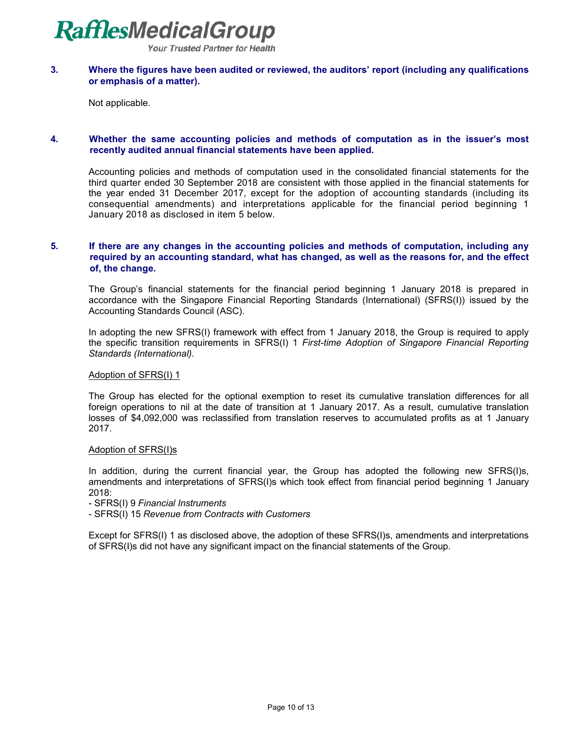**3. Where the figures have been audited or reviewed, the auditors' report (including any qualifications or emphasis of a matter).**

Not applicable.

**4. Whether the same accounting policies and methods of computation as in the issuer's most recently audited annual financial statements have been applied.**

Accounting policies and methods of computation used in the consolidated financial statements for the third quarter ended 30 September 2018 are consistent with those applied in the financial statements for the year ended 31 December 2017, except for the adoption of accounting standards (including its consequential amendments) and interpretations applicable for the financial period beginning 1 January 2018 as disclosed in item 5 below.

**5. If there are any changes in the accounting policies and methods of computation, including any required by an accounting standard, what has changed, as well as the reasons for, and the effect of, the change.**

The Group's financial statements for the financial period beginning 1 January 2018 is prepared in accordance with the Singapore Financial Reporting Standards (International) (SFRS(I)) issued by the Accounting Standards Council (ASC).

In adopting the new SFRS(I) framework with effect from 1 January 2018, the Group is required to apply the specific transition requirements in SFRS(I) 1 *First-time Adoption of Singapore Financial Reporting Standards (International).*

Adoption of SFRS(I) 1

The Group has elected for the optional exemption to reset its cumulative translation differences for all foreign operations to nil at the date of transition at 1 January 2017. As a result, cumulative translation losses of $4,092,000 was reclassified from translation reserves to accumulated profits as at 1 January 2017.

Adoption of SFRS(I)s

In addition, during the current financial year, the Group has adopted the following new SFRS(I)s, amendments and interpretations of SFRS(I)s which took effect from financial period beginning 1 January 2018:

- SFRS(I) 9 *Financial Instruments*
- SFRS(I) 15 *Revenue from Contracts with Customers*

Except for SFRS(I) 1 as disclosed above, the adoption of these SFRS(I)s, amendments and interpretations of SFRS(I)s did not have any significant impact on the financial statements of the Group.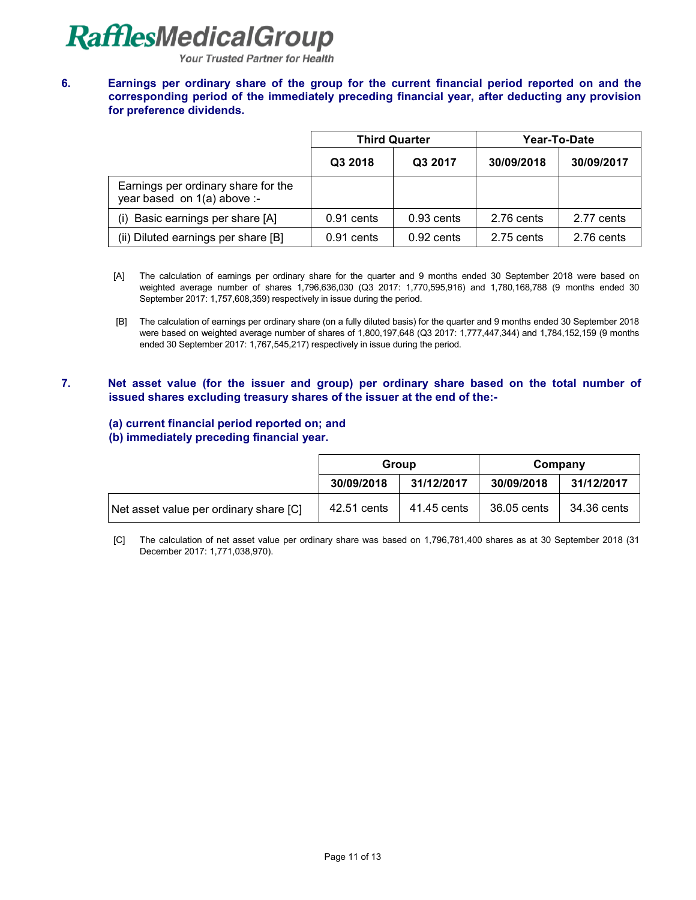**6. Earnings per ordinary share of the group for the current financial period reported on and the corresponding period of the immediately preceding financial year, after deducting any provision for preference dividends.**

| | Third Quarter | | Year-To-Date | |
|---|---|---|---|---|
| | **Q3 2018** | **Q3 2017** | **30/09/2018** | **30/09/2017** |
| Earnings per ordinary share for the year based on 1(a) above :- | | | | |
| (i) Basic earnings per share [A] | 0.91 cents | 0.93 cents | 2.76 cents | 2.77 cents |
| (ii) Diluted earnings per share [B] | 0.91 cents | 0.92 cents | 2.75 cents | 2.76 cents |

[A] The calculation of earnings per ordinary share for the quarter and 9 months ended 30 September 2018 were based on weighted average number of shares 1,796,636,030 (Q3 2017: 1,770,595,916) and 1,780,168,788 (9 months ended 30 September 2017: 1,757,608,359) respectively in issue during the period.

[B] The calculation of earnings per ordinary share (on a fully diluted basis) for the quarter and 9 months ended 30 September 2018 were based on weighted average number of shares of 1,800,197,648 (Q3 2017: 1,777,447,344) and 1,784,152,159 (9 months ended 30 September 2017: 1,767,545,217) respectively in issue during the period.

**7. Net asset value (for the issuer and group) per ordinary share based on the total number of issued shares excluding treasury shares of the issuer at the end of the:-**

**(a) current financial period reported on; and**
**(b) immediately preceding financial year.**

| | Group | | Company | |
|---|---|---|---|---|
| | **30/09/2018** | **31/12/2017** | **30/09/2018** | **31/12/2017** |
| Net asset value per ordinary share [C] | 42.51 cents | 41.45 cents | 36.05 cents | 34.36 cents |

[C] The calculation of net asset value per ordinary share was based on 1,796,781,400 shares as at 30 September 2018 (31 December 2017: 1,771,038,970).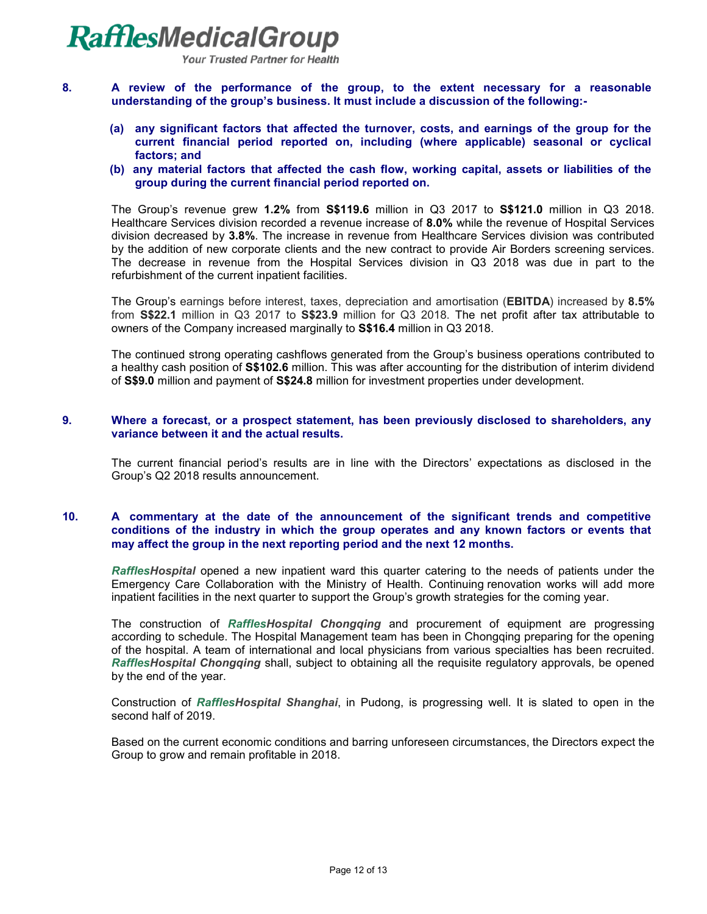**8. A review of the performance of the group, to the extent necessary for a reasonable understanding of the group's business. It must include a discussion of the following:-**

**(a) any significant factors that affected the turnover, costs, and earnings of the group for the current financial period reported on, including (where applicable) seasonal or cyclical factors; and**

**(b) any material factors that affected the cash flow, working capital, assets or liabilities of the group during the current financial period reported on.**

The Group's revenue grew **1.2%** from **S$119.6** million in Q3 2017 to **S$121.0** million in Q3 2018. Healthcare Services division recorded a revenue increase of **8.0%** while the revenue of Hospital Services division decreased by **3.8%**. The increase in revenue from Healthcare Services division was contributed by the addition of new corporate clients and the new contract to provide Air Borders screening services. The decrease in revenue from the Hospital Services division in Q3 2018 was due in part to the refurbishment of the current inpatient facilities.

The Group's earnings before interest, taxes, depreciation and amortisation (**EBITDA**) increased by **8.5%** from **S$22.1** million in Q3 2017 to **S$23.9** million for Q3 2018. The net profit after tax attributable to owners of the Company increased marginally to **S$16.4** million in Q3 2018.

The continued strong operating cashflows generated from the Group's business operations contributed to a healthy cash position of **S$102.6** million. This was after accounting for the distribution of interim dividend of **S$9.0** million and payment of **S$24.8** million for investment properties under development.

**9. Where a forecast, or a prospect statement, has been previously disclosed to shareholders, any variance between it and the actual results.**

The current financial period's results are in line with the Directors' expectations as disclosed in the Group's Q2 2018 results announcement.

**10. A commentary at the date of the announcement of the significant trends and competitive conditions of the industry in which the group operates and any known factors or events that may affect the group in the next reporting period and the next 12 months.**

***RafflesHospital*** opened a new inpatient ward this quarter catering to the needs of patients under the Emergency Care Collaboration with the Ministry of Health. Continuing renovation works will add more inpatient facilities in the next quarter to support the Group's growth strategies for the coming year.

The construction of ***RafflesHospital Chongqing*** and procurement of equipment are progressing according to schedule. The Hospital Management team has been in Chongqing preparing for the opening of the hospital. A team of international and local physicians from various specialties has been recruited. ***RafflesHospital Chongqing*** shall, subject to obtaining all the requisite regulatory approvals, be opened by the end of the year.

Construction of ***RafflesHospital Shanghai***, in Pudong, is progressing well. It is slated to open in the second half of 2019.

Based on the current economic conditions and barring unforeseen circumstances, the Directors expect the Group to grow and remain profitable in 2018.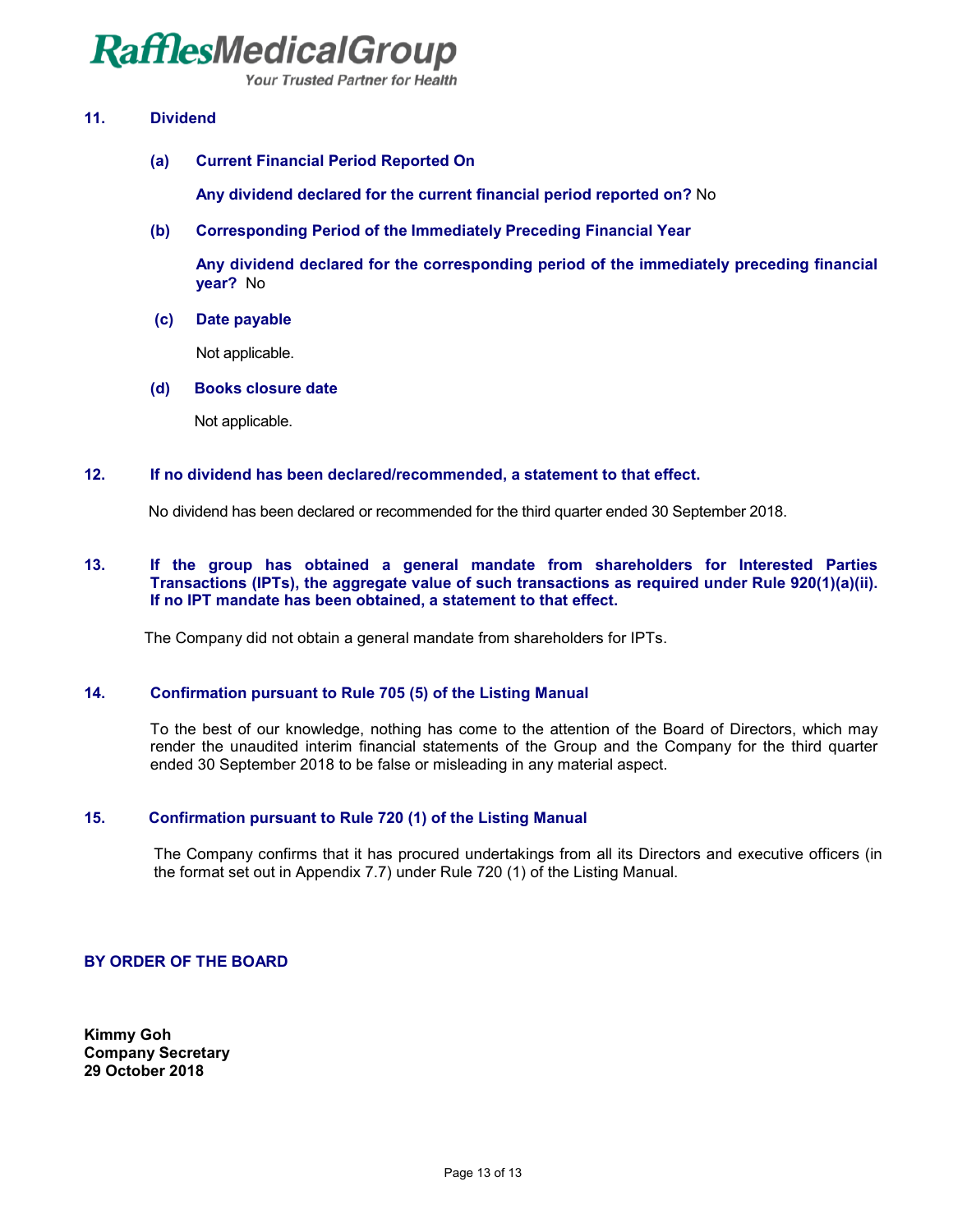**RafflesMedicalGroup**
*Your Trusted Partner for Health*

## 11. Dividend

### (a) Current Financial Period Reported On

**Any dividend declared for the current financial period reported on?** No

### (b) Corresponding Period of the Immediately Preceding Financial Year

**Any dividend declared for the corresponding period of the immediately preceding financial year?** No

### (c) Date payable

Not applicable.

### (d) Books closure date

Not applicable.

## 12. If no dividend has been declared/recommended, a statement to that effect.

No dividend has been declared or recommended for the third quarter ended 30 September 2018.

## 13. If the group has obtained a general mandate from shareholders for Interested Parties Transactions (IPTs), the aggregate value of such transactions as required under Rule 920(1)(a)(ii). If no IPT mandate has been obtained, a statement to that effect.

The Company did not obtain a general mandate from shareholders for IPTs.

## 14. Confirmation pursuant to Rule 705 (5) of the Listing Manual

To the best of our knowledge, nothing has come to the attention of the Board of Directors, which may render the unaudited interim financial statements of the Group and the Company for the third quarter ended 30 September 2018 to be false or misleading in any material aspect.

## 15. Confirmation pursuant to Rule 720 (1) of the Listing Manual

The Company confirms that it has procured undertakings from all its Directors and executive officers (in the format set out in Appendix 7.7) under Rule 720 (1) of the Listing Manual.

**BY ORDER OF THE BOARD**

**Kimmy Goh**
**Company Secretary**
**29 October 2018**